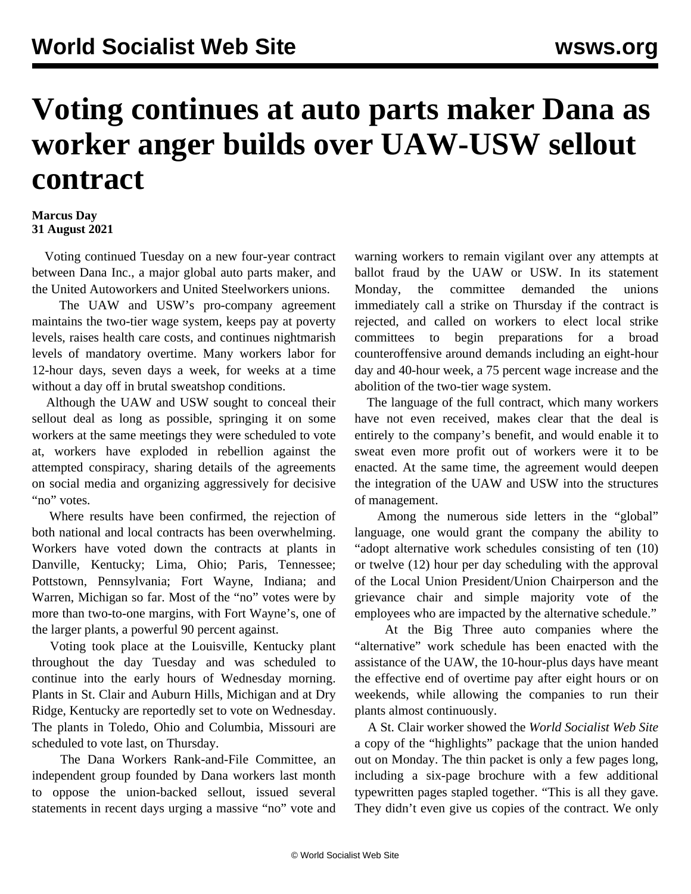# Voting continues at auto parts maker Dana as worker anger builds over UAW-USW sellout contract

**Marcus Day**
**31 August 2021**

Voting continued Tuesday on a new four-year contract between Dana Inc., a major global auto parts maker, and the United Autoworkers and United Steelworkers unions.

The UAW and USW's pro-company agreement maintains the two-tier wage system, keeps pay at poverty levels, raises health care costs, and continues nightmarish levels of mandatory overtime. Many workers labor for 12-hour days, seven days a week, for weeks at a time without a day off in brutal sweatshop conditions.

Although the UAW and USW sought to conceal their sellout deal as long as possible, springing it on some workers at the same meetings they were scheduled to vote at, workers have exploded in rebellion against the attempted conspiracy, sharing details of the agreements on social media and organizing aggressively for decisive "no" votes.

Where results have been confirmed, the rejection of both national and local contracts has been overwhelming. Workers have voted down the contracts at plants in Danville, Kentucky; Lima, Ohio; Paris, Tennessee; Pottstown, Pennsylvania; Fort Wayne, Indiana; and Warren, Michigan so far. Most of the "no" votes were by more than two-to-one margins, with Fort Wayne's, one of the larger plants, a powerful 90 percent against.

Voting took place at the Louisville, Kentucky plant throughout the day Tuesday and was scheduled to continue into the early hours of Wednesday morning. Plants in St. Clair and Auburn Hills, Michigan and at Dry Ridge, Kentucky are reportedly set to vote on Wednesday. The plants in Toledo, Ohio and Columbia, Missouri are scheduled to vote last, on Thursday.

The Dana Workers Rank-and-File Committee, an independent group founded by Dana workers last month to oppose the union-backed sellout, issued several statements in recent days urging a massive "no" vote and warning workers to remain vigilant over any attempts at ballot fraud by the UAW or USW. In its statement Monday, the committee demanded the unions immediately call a strike on Thursday if the contract is rejected, and called on workers to elect local strike committees to begin preparations for a broad counteroffensive around demands including an eight-hour day and 40-hour week, a 75 percent wage increase and the abolition of the two-tier wage system.

The language of the full contract, which many workers have not even received, makes clear that the deal is entirely to the company's benefit, and would enable it to sweat even more profit out of workers were it to be enacted. At the same time, the agreement would deepen the integration of the UAW and USW into the structures of management.

Among the numerous side letters in the "global" language, one would grant the company the ability to "adopt alternative work schedules consisting of ten (10) or twelve (12) hour per day scheduling with the approval of the Local Union President/Union Chairperson and the grievance chair and simple majority vote of the employees who are impacted by the alternative schedule."

At the Big Three auto companies where the "alternative" work schedule has been enacted with the assistance of the UAW, the 10-hour-plus days have meant the effective end of overtime pay after eight hours or on weekends, while allowing the companies to run their plants almost continuously.

A St. Clair worker showed the *World Socialist Web Site* a copy of the "highlights" package that the union handed out on Monday. The thin packet is only a few pages long, including a six-page brochure with a few additional typewritten pages stapled together. "This is all they gave. They didn't even give us copies of the contract. We only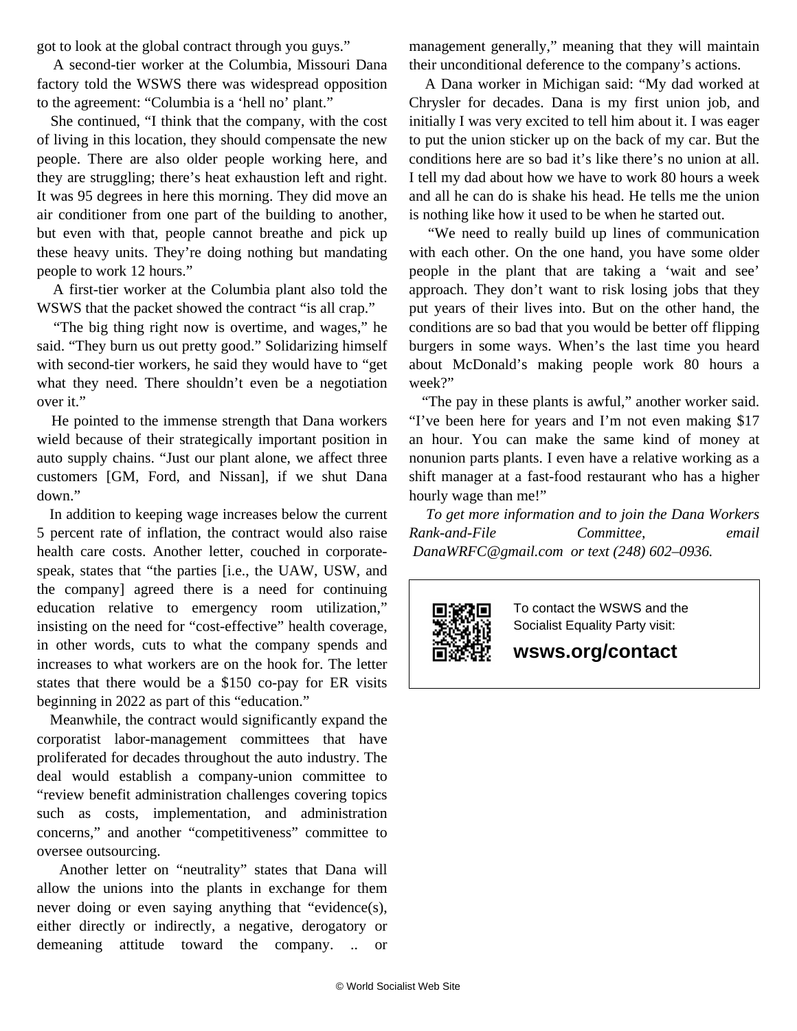got to look at the global contract through you guys."

A second-tier worker at the Columbia, Missouri Dana factory told the WSWS there was widespread opposition to the agreement: "Columbia is a 'hell no' plant."

She continued, "I think that the company, with the cost of living in this location, they should compensate the new people. There are also older people working here, and they are struggling; there's heat exhaustion left and right. It was 95 degrees in here this morning. They did move an air conditioner from one part of the building to another, but even with that, people cannot breathe and pick up these heavy units. They're doing nothing but mandating people to work 12 hours."

A first-tier worker at the Columbia plant also told the WSWS that the packet showed the contract "is all crap."

"The big thing right now is overtime, and wages," he said. "They burn us out pretty good." Solidarizing himself with second-tier workers, he said they would have to "get what they need. There shouldn't even be a negotiation over it."

He pointed to the immense strength that Dana workers wield because of their strategically important position in auto supply chains. "Just our plant alone, we affect three customers [GM, Ford, and Nissan], if we shut Dana down."

In addition to keeping wage increases below the current 5 percent rate of inflation, the contract would also raise health care costs. Another letter, couched in corporate-speak, states that "the parties [i.e., the UAW, USW, and the company] agreed there is a need for continuing education relative to emergency room utilization," insisting on the need for "cost-effective" health coverage, in other words, cuts to what the company spends and increases to what workers are on the hook for. The letter states that there would be a $150 co-pay for ER visits beginning in 2022 as part of this "education."

Meanwhile, the contract would significantly expand the corporatist labor-management committees that have proliferated for decades throughout the auto industry. The deal would establish a company-union committee to "review benefit administration challenges covering topics such as costs, implementation, and administration concerns," and another "competitiveness" committee to oversee outsourcing.

Another letter on "neutrality" states that Dana will allow the unions into the plants in exchange for them never doing or even saying anything that "evidence(s), either directly or indirectly, a negative, derogatory or demeaning attitude toward the company. .. or management generally," meaning that they will maintain their unconditional deference to the company's actions.

A Dana worker in Michigan said: "My dad worked at Chrysler for decades. Dana is my first union job, and initially I was very excited to tell him about it. I was eager to put the union sticker up on the back of my car. But the conditions here are so bad it's like there's no union at all. I tell my dad about how we have to work 80 hours a week and all he can do is shake his head. He tells me the union is nothing like how it used to be when he started out.

"We need to really build up lines of communication with each other. On the one hand, you have some older people in the plant that are taking a 'wait and see' approach. They don't want to risk losing jobs that they put years of their lives into. But on the other hand, the conditions are so bad that you would be better off flipping burgers in some ways. When's the last time you heard about McDonald's making people work 80 hours a week?"

"The pay in these plants is awful," another worker said. "I've been here for years and I'm not even making $17 an hour. You can make the same kind of money at nonunion parts plants. I even have a relative working as a shift manager at a fast-food restaurant who has a higher hourly wage than me!"

*To get more information and to join the Dana Workers Rank-and-File Committee, email DanaWRFC@gmail.com or text (248) 602–0936.*

To contact the WSWS and the Socialist Equality Party visit:

**wsws.org/contact**